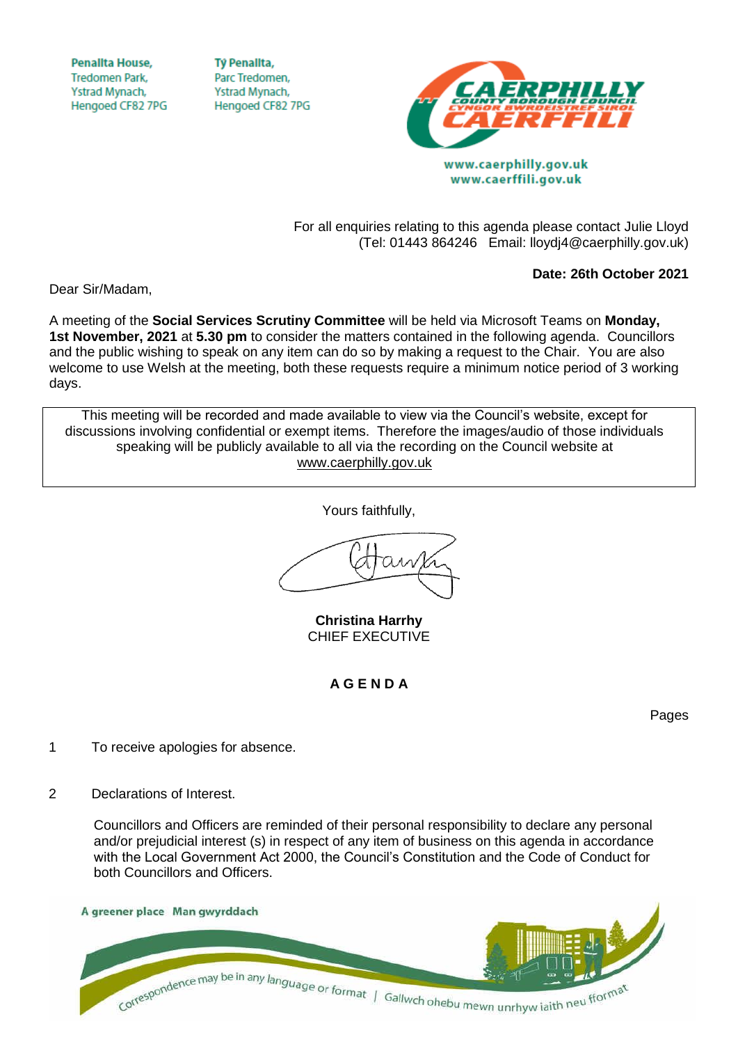Penallta House,
Tredomen Park,
Ystrad Mynach,
Hengoed CF82 7PG

Tŷ Penallta,
Parc Tredomen,
Ystrad Mynach,
Hengoed CF82 7PG

CAERPHILLY COUNTY BOROUGH COUNCIL
CYNGOR BWRDEISTREF SIROL CAERFFILI

www.caerphilly.gov.uk
www.caerffili.gov.uk

For all enquiries relating to this agenda please contact Julie Lloyd
(Tel: 01443 864246 Email: lloydj4@caerphilly.gov.uk)

**Date: 26th October 2021**

Dear Sir/Madam,

A meeting of the **Social Services Scrutiny Committee** will be held via Microsoft Teams on **Monday, 1st November, 2021** at **5.30 pm** to consider the matters contained in the following agenda. Councillors and the public wishing to speak on any item can do so by making a request to the Chair. You are also welcome to use Welsh at the meeting, both these requests require a minimum notice period of 3 working days.

> This meeting will be recorded and made available to view via the Council's website, except for discussions involving confidential or exempt items. Therefore the images/audio of those individuals speaking will be publicly available to all via the recording on the Council website at www.caerphilly.gov.uk

Yours faithfully,

**Christina Harrhy**
CHIEF EXECUTIVE

## A G E N D A

Pages

1 To receive apologies for absence.

2 Declarations of Interest.

Councillors and Officers are reminded of their personal responsibility to declare any personal and/or prejudicial interest (s) in respect of any item of business on this agenda in accordance with the Local Government Act 2000, the Council's Constitution and the Code of Conduct for both Councillors and Officers.

A greener place Man gwyrddach

Correspondence may be in any language or format | Gallwch ohebu mewn unrhyw iaith neu fformat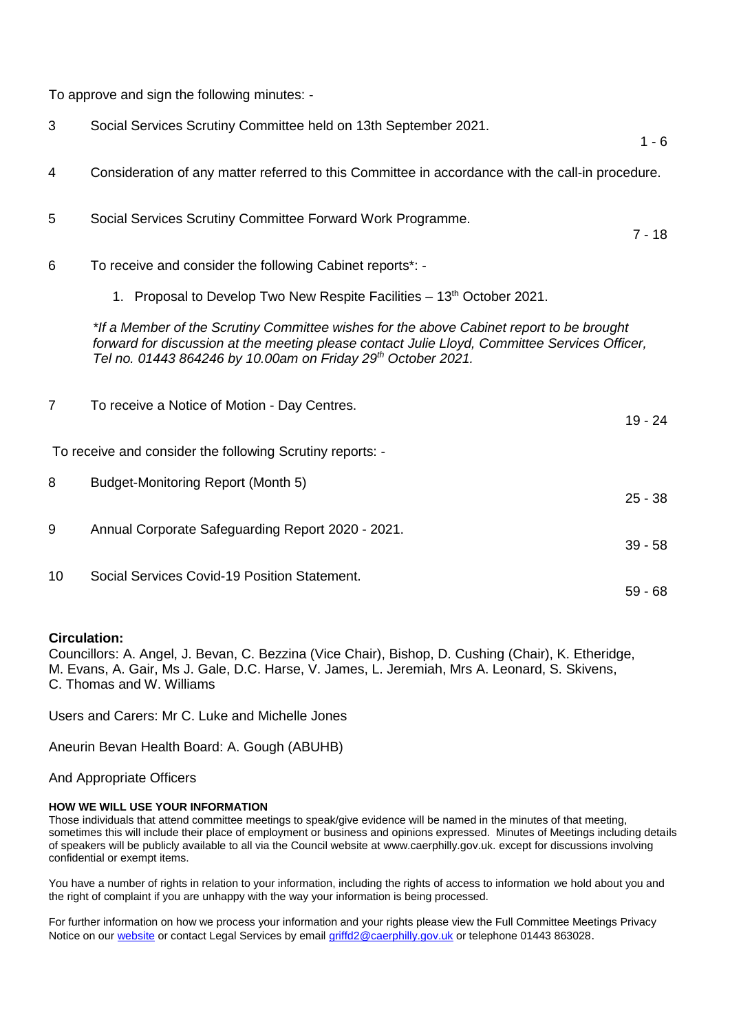To approve and sign the following minutes: -

| | | |
|---|---|---|
| 3 | Social Services Scrutiny Committee held on 13th September 2021. | 1 - 6 |
| 4 | Consideration of any matter referred to this Committee in accordance with the call-in procedure. | |
| 5 | Social Services Scrutiny Committee Forward Work Programme. | 7 - 18 |
| 6 | To receive and consider the following Cabinet reports*: - | |

1. Proposal to Develop Two New Respite Facilities – 13th October 2021.

*\*If a Member of the Scrutiny Committee wishes for the above Cabinet report to be brought forward for discussion at the meeting please contact Julie Lloyd, Committee Services Officer, Tel no. 01443 864246 by 10.00am on Friday 29th October 2021.*

| | | |
|---|---|---|
| 7 | To receive a Notice of Motion - Day Centres. | 19 - 24 |

To receive and consider the following Scrutiny reports: -

| | | |
|---|---|---|
| 8 | Budget-Monitoring Report (Month 5) | 25 - 38 |
| 9 | Annual Corporate Safeguarding Report 2020 - 2021. | 39 - 58 |
| 10 | Social Services Covid-19 Position Statement. | 59 - 68 |

**Circulation:**
Councillors: A. Angel, J. Bevan, C. Bezzina (Vice Chair), Bishop, D. Cushing (Chair), K. Etheridge, M. Evans, A. Gair, Ms J. Gale, D.C. Harse, V. James, L. Jeremiah, Mrs A. Leonard, S. Skivens, C. Thomas and W. Williams

Users and Carers: Mr C. Luke and Michelle Jones

Aneurin Bevan Health Board: A. Gough (ABUHB)

And Appropriate Officers

**HOW WE WILL USE YOUR INFORMATION**

Those individuals that attend committee meetings to speak/give evidence will be named in the minutes of that meeting, sometimes this will include their place of employment or business and opinions expressed. Minutes of Meetings including details of speakers will be publicly available to all via the Council website at www.caerphilly.gov.uk. except for discussions involving confidential or exempt items.

You have a number of rights in relation to your information, including the rights of access to information we hold about you and the right of complaint if you are unhappy with the way your information is being processed.

For further information on how we process your information and your rights please view the Full Committee Meetings Privacy Notice on our website or contact Legal Services by email griffd2@caerphilly.gov.uk or telephone 01443 863028.